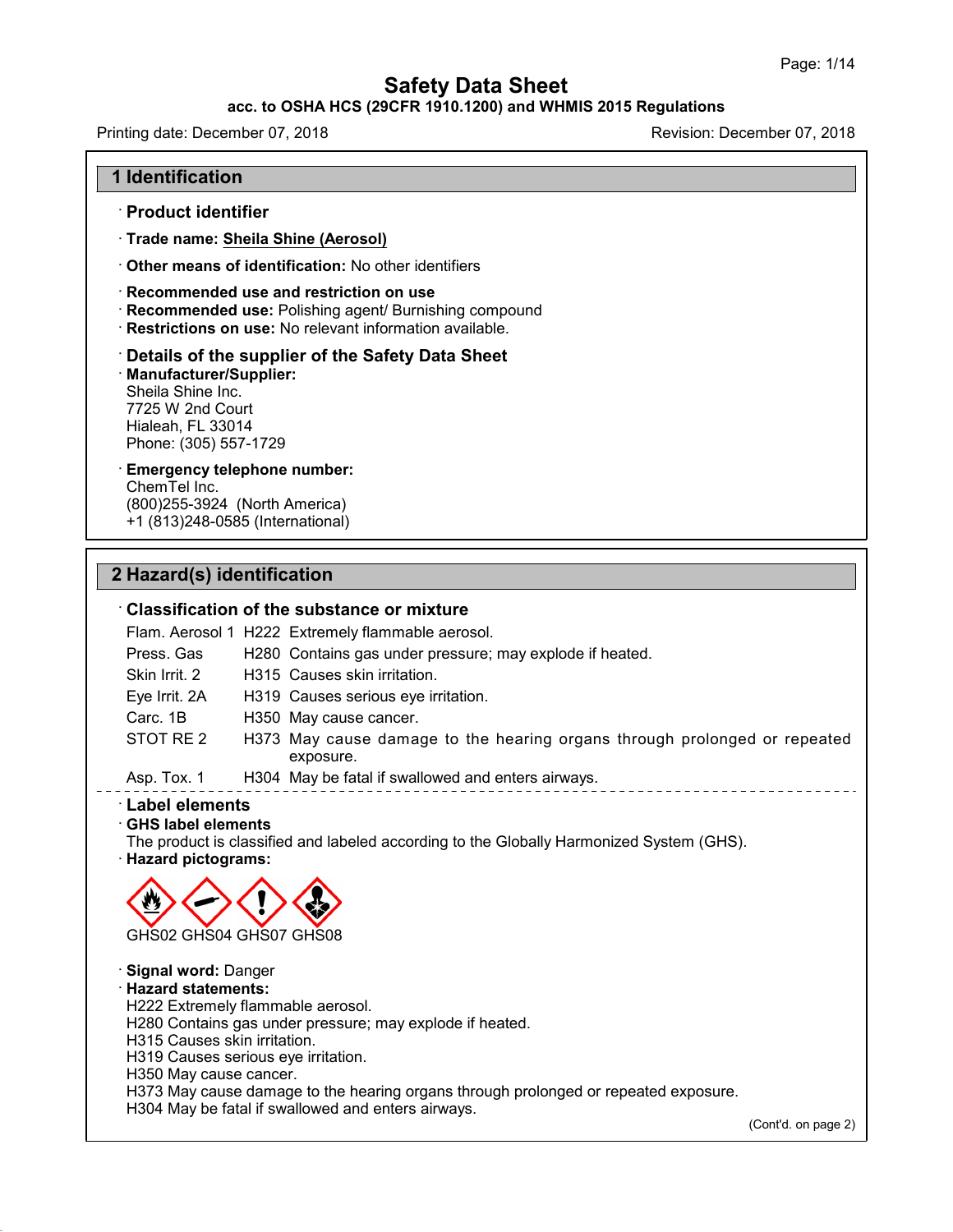# Safety Data Sheet

**acc. to OSHA HCS (29CFR 1910.1200) and WHMIS 2015 Regulations**

Printing date: December 07, 2018 | Revision: December 07, 2018

## 1 Identification

· **Product identifier**

· **Trade name: Sheila Shine (Aerosol)**

· **Other means of identification:** No other identifiers

· **Recommended use and restriction on use**
· **Recommended use:** Polishing agent/ Burnishing compound
· **Restrictions on use:** No relevant information available.

· **Details of the supplier of the Safety Data Sheet**
· **Manufacturer/Supplier:**
Sheila Shine Inc.
7725 W 2nd Court
Hialeah, FL 33014
Phone: (305) 557-1729

· **Emergency telephone number:**
ChemTel Inc.
(800)255-3924 (North America)
+1 (813)248-0585 (International)

## 2 Hazard(s) identification

· **Classification of the substance or mixture**

| | | |
|---|---|---|
| Flam. Aerosol 1 | H222 | Extremely flammable aerosol. |
| Press. Gas | H280 | Contains gas under pressure; may explode if heated. |
| Skin Irrit. 2 | H315 | Causes skin irritation. |
| Eye Irrit. 2A | H319 | Causes serious eye irritation. |
| Carc. 1B | H350 | May cause cancer. |
| STOT RE 2 | H373 | May cause damage to the hearing organs through prolonged or repeated exposure. |
| Asp. Tox. 1 | H304 | May be fatal if swallowed and enters airways. |

· **Label elements**
· **GHS label elements**
The product is classified and labeled according to the Globally Harmonized System (GHS).
· **Hazard pictograms:**

GHS02 GHS04 GHS07 GHS08

· **Signal word:** Danger
· **Hazard statements:**
H222 Extremely flammable aerosol.
H280 Contains gas under pressure; may explode if heated.
H315 Causes skin irritation.
H319 Causes serious eye irritation.
H350 May cause cancer.
H373 May cause damage to the hearing organs through prolonged or repeated exposure.
H304 May be fatal if swallowed and enters airways.

(Cont'd. on page 2)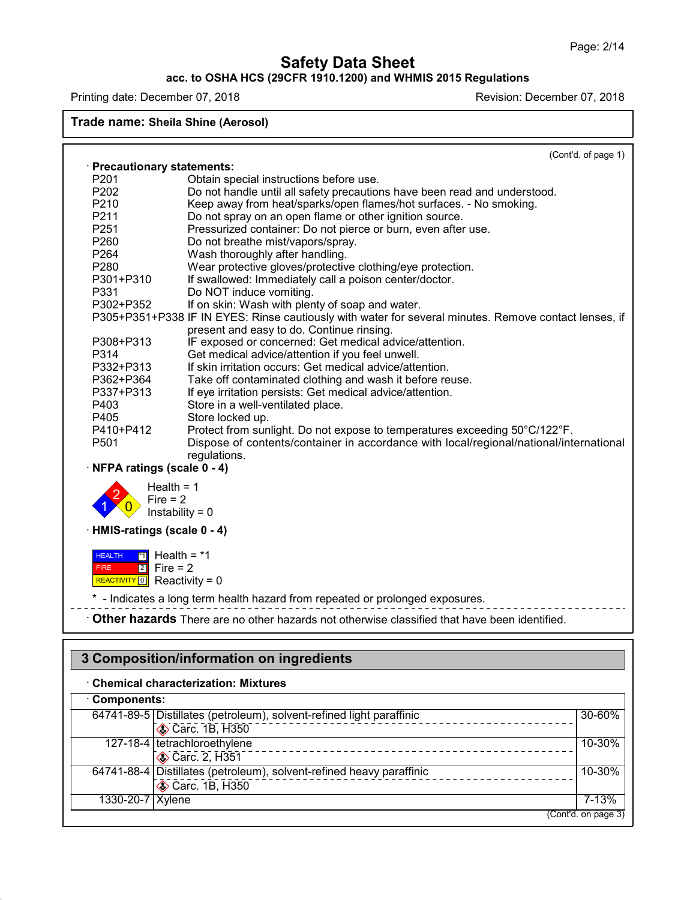**Trade name: Sheila Shine (Aerosol)**

(Cont'd. of page 1)

· **Precautionary statements:**

| | |
|---|---|
| P201 | Obtain special instructions before use. |
| P202 | Do not handle until all safety precautions have been read and understood. |
| P210 | Keep away from heat/sparks/open flames/hot surfaces. - No smoking. |
| P211 | Do not spray on an open flame or other ignition source. |
| P251 | Pressurized container: Do not pierce or burn, even after use. |
| P260 | Do not breathe mist/vapors/spray. |
| P264 | Wash thoroughly after handling. |
| P280 | Wear protective gloves/protective clothing/eye protection. |
| P301+P310 | If swallowed: Immediately call a poison center/doctor. |
| P331 | Do NOT induce vomiting. |
| P302+P352 | If on skin: Wash with plenty of soap and water. |
| P305+P351+P338 | IF IN EYES: Rinse cautiously with water for several minutes. Remove contact lenses, if present and easy to do. Continue rinsing. |
| P308+P313 | IF exposed or concerned: Get medical advice/attention. |
| P314 | Get medical advice/attention if you feel unwell. |
| P332+P313 | If skin irritation occurs: Get medical advice/attention. |
| P362+P364 | Take off contaminated clothing and wash it before reuse. |
| P337+P313 | If eye irritation persists: Get medical advice/attention. |
| P403 | Store in a well-ventilated place. |
| P405 | Store locked up. |
| P410+P412 | Protect from sunlight. Do not expose to temperatures exceeding 50°C/122°F. |
| P501 | Dispose of contents/container in accordance with local/regional/national/international regulations. |

· **NFPA ratings (scale 0 - 4)**

Health = 1
Fire = 2
Instability = 0

· **HMIS-ratings (scale 0 - 4)**

| | | |
|---|---|---|
| HEALTH | *1 | Health = *1 |
| FIRE | 2 | Fire = 2 |
| REACTIVITY | 0 | Reactivity = 0 |

\* - Indicates a long term health hazard from repeated or prolonged exposures.

· **Other hazards** There are no other hazards not otherwise classified that have been identified.

## 3 Composition/information on ingredients

· **Chemical characterization: Mixtures**

· **Components:**

| CAS | Component | % |
|---|---|---|
| 64741-89-5 | Distillates (petroleum), solvent-refined light paraffinic<br>Carc. 1B, H350 | 30-60% |
| 127-18-4 | tetrachloroethylene<br>Carc. 2, H351 | 10-30% |
| 64741-88-4 | Distillates (petroleum), solvent-refined heavy paraffinic<br>Carc. 1B, H350 | 10-30% |
| 1330-20-7 | Xylene | 7-13% |

(Cont'd. on page 3)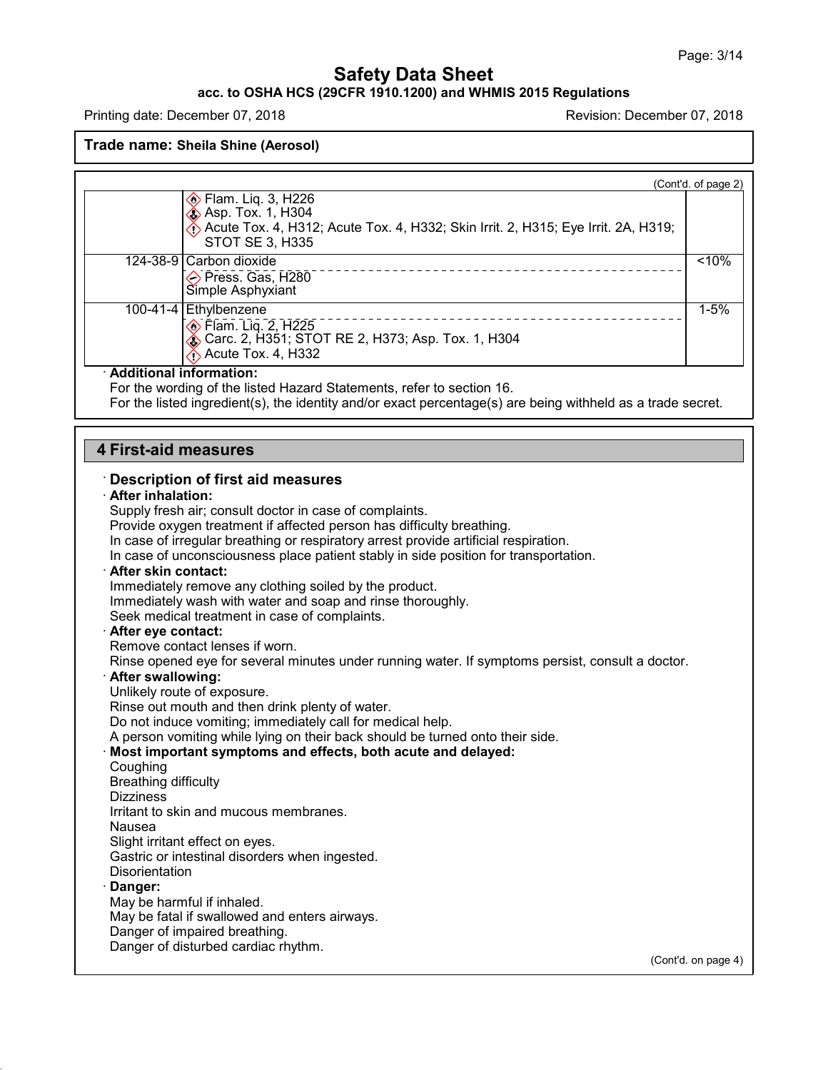(Cont'd. of page 2)

| CAS | Ingredient / Classification | % |
| --- | --- | --- |
| | Flam. Liq. 3, H226<br>Asp. Tox. 1, H304<br>Acute Tox. 4, H312; Acute Tox. 4, H332; Skin Irrit. 2, H315; Eye Irrit. 2A, H319; STOT SE 3, H335 | |
| 124-38-9 | Carbon dioxide<br>Press. Gas, H280<br>Simple Asphyxiant | <10% |
| 100-41-4 | Ethylbenzene<br>Flam. Liq. 2, H225<br>Carc. 2, H351; STOT RE 2, H373; Asp. Tox. 1, H304<br>Acute Tox. 4, H332 | 1-5% |

· **Additional information:**
For the wording of the listed Hazard Statements, refer to section 16.
For the listed ingredient(s), the identity and/or exact percentage(s) are being withheld as a trade secret.

## 4 First-aid measures

### · Description of first aid measures

· **After inhalation:**
Supply fresh air; consult doctor in case of complaints.
Provide oxygen treatment if affected person has difficulty breathing.
In case of irregular breathing or respiratory arrest provide artificial respiration.
In case of unconsciousness place patient stably in side position for transportation.

· **After skin contact:**
Immediately remove any clothing soiled by the product.
Immediately wash with water and soap and rinse thoroughly.
Seek medical treatment in case of complaints.

· **After eye contact:**
Remove contact lenses if worn.
Rinse opened eye for several minutes under running water. If symptoms persist, consult a doctor.

· **After swallowing:**
Unlikely route of exposure.
Rinse out mouth and then drink plenty of water.
Do not induce vomiting; immediately call for medical help.
A person vomiting while lying on their back should be turned onto their side.

· **Most important symptoms and effects, both acute and delayed:**
Coughing
Breathing difficulty
Dizziness
Irritant to skin and mucous membranes.
Nausea
Slight irritant effect on eyes.
Gastric or intestinal disorders when ingested.
Disorientation

· **Danger:**
May be harmful if inhaled.
May be fatal if swallowed and enters airways.
Danger of impaired breathing.
Danger of disturbed cardiac rhythm.

(Cont'd. on page 4)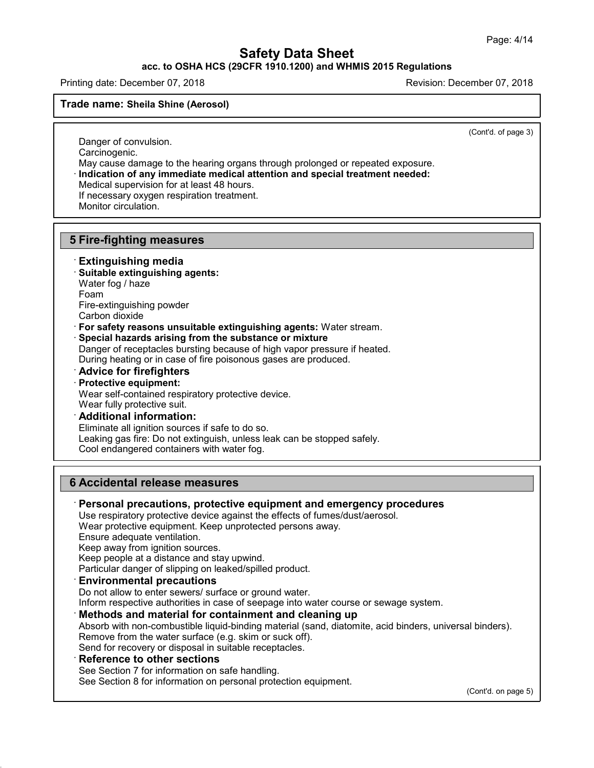(Cont'd. of page 3)

Danger of convulsion.
Carcinogenic.
May cause damage to the hearing organs through prolonged or repeated exposure.

· **Indication of any immediate medical attention and special treatment needed:**
Medical supervision for at least 48 hours.
If necessary oxygen respiration treatment.
Monitor circulation.

## 5 Fire-fighting measures

· **Extinguishing media**
· **Suitable extinguishing agents:**
Water fog / haze
Foam
Fire-extinguishing powder
Carbon dioxide
· **For safety reasons unsuitable extinguishing agents:** Water stream.
· **Special hazards arising from the substance or mixture**
Danger of receptacles bursting because of high vapor pressure if heated.
During heating or in case of fire poisonous gases are produced.
· **Advice for firefighters**
· **Protective equipment:**
Wear self-contained respiratory protective device.
Wear fully protective suit.
· **Additional information:**
Eliminate all ignition sources if safe to do so.
Leaking gas fire: Do not extinguish, unless leak can be stopped safely.
Cool endangered containers with water fog.

## 6 Accidental release measures

· **Personal precautions, protective equipment and emergency procedures**
Use respiratory protective device against the effects of fumes/dust/aerosol.
Wear protective equipment. Keep unprotected persons away.
Ensure adequate ventilation.
Keep away from ignition sources.
Keep people at a distance and stay upwind.
Particular danger of slipping on leaked/spilled product.
· **Environmental precautions**
Do not allow to enter sewers/ surface or ground water.
Inform respective authorities in case of seepage into water course or sewage system.
· **Methods and material for containment and cleaning up**
Absorb with non-combustible liquid-binding material (sand, diatomite, acid binders, universal binders).
Remove from the water surface (e.g. skim or suck off).
Send for recovery or disposal in suitable receptacles.
· **Reference to other sections**
See Section 7 for information on safe handling.
See Section 8 for information on personal protection equipment.

(Cont'd. on page 5)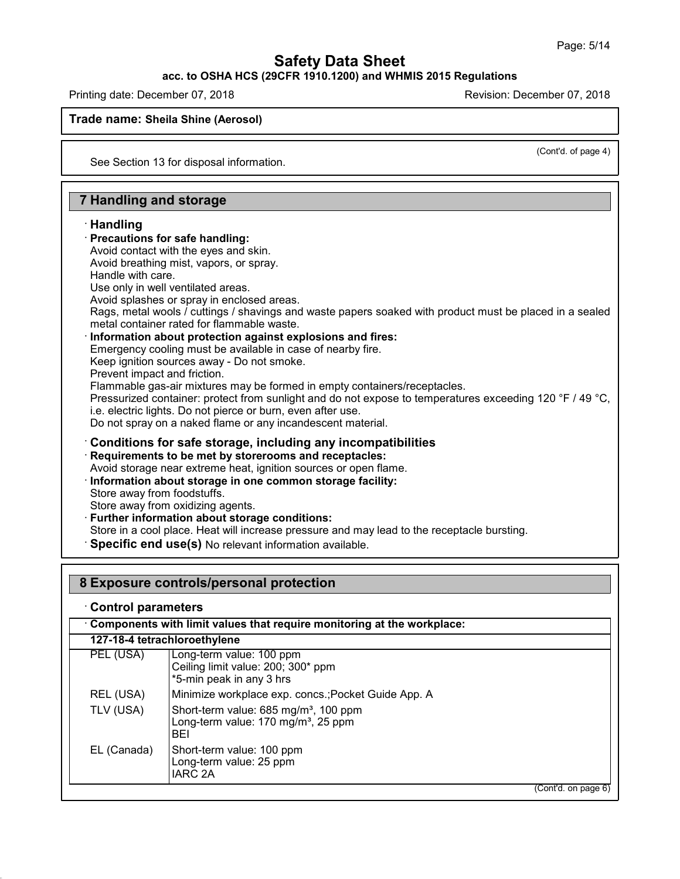**Trade name: Sheila Shine (Aerosol)**

(Cont'd. of page 4)

See Section 13 for disposal information.

## 7 Handling and storage

· **Handling**

· **Precautions for safe handling:**
Avoid contact with the eyes and skin.
Avoid breathing mist, vapors, or spray.
Handle with care.
Use only in well ventilated areas.
Avoid splashes or spray in enclosed areas.
Rags, metal wools / cuttings / shavings and waste papers soaked with product must be placed in a sealed metal container rated for flammable waste.

· **Information about protection against explosions and fires:**
Emergency cooling must be available in case of nearby fire.
Keep ignition sources away - Do not smoke.
Prevent impact and friction.
Flammable gas-air mixtures may be formed in empty containers/receptacles.
Pressurized container: protect from sunlight and do not expose to temperatures exceeding 120 °F / 49 °C, i.e. electric lights. Do not pierce or burn, even after use.
Do not spray on a naked flame or any incandescent material.

· **Conditions for safe storage, including any incompatibilities**

· **Requirements to be met by storerooms and receptacles:**
Avoid storage near extreme heat, ignition sources or open flame.

· **Information about storage in one common storage facility:**
Store away from foodstuffs.
Store away from oxidizing agents.

· **Further information about storage conditions:**
Store in a cool place. Heat will increase pressure and may lead to the receptacle bursting.

· **Specific end use(s)** No relevant information available.

## 8 Exposure controls/personal protection

· **Control parameters**

| · Components with limit values that require monitoring at the workplace: | |
|---|---|
| **127-18-4 tetrachloroethylene** | |
| PEL (USA) | Long-term value: 100 ppm<br>Ceiling limit value: 200; 300* ppm<br>*5-min peak in any 3 hrs |
| REL (USA) | Minimize workplace exp. concs.;Pocket Guide App. A |
| TLV (USA) | Short-term value: 685 mg/m³, 100 ppm<br>Long-term value: 170 mg/m³, 25 ppm<br>BEI |
| EL (Canada) | Short-term value: 100 ppm<br>Long-term value: 25 ppm<br>IARC 2A |

(Cont'd. on page 6)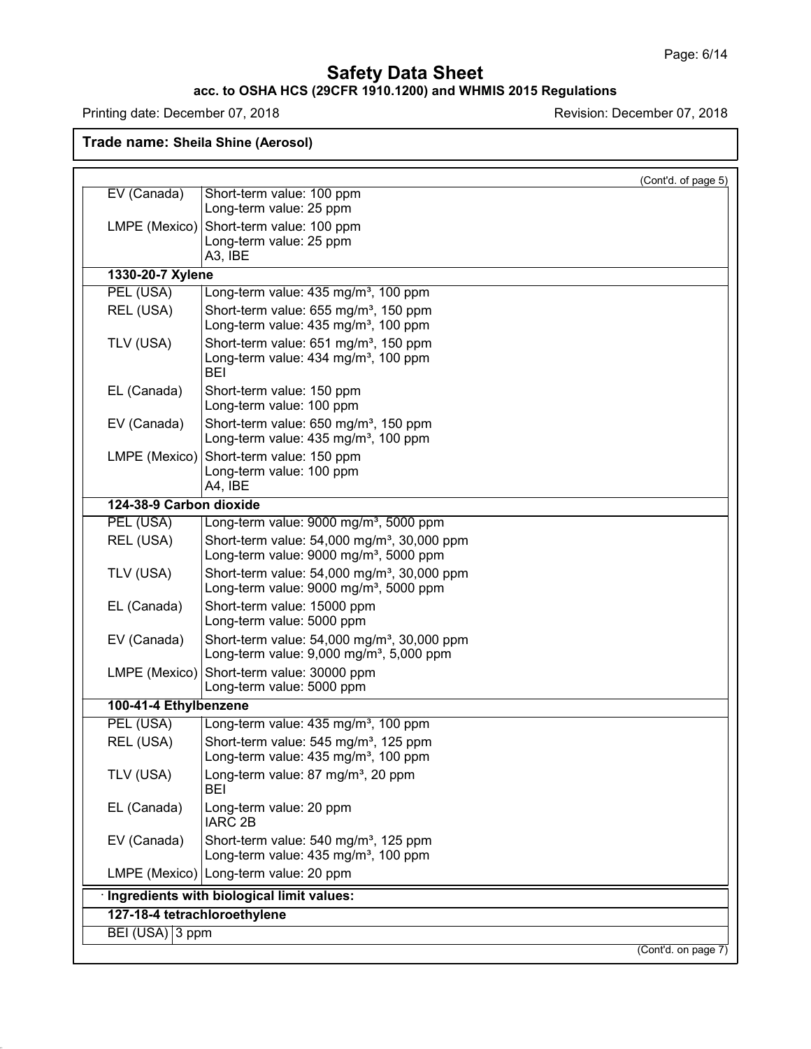## Safety Data Sheet

**acc. to OSHA HCS (29CFR 1910.1200) and WHMIS 2015 Regulations**

Printing date: December 07, 2018 Revision: December 07, 2018

**Trade name: Sheila Shine (Aerosol)**

(Cont'd. of page 5)

| | |
|---|---|
| EV (Canada) | Short-term value: 100 ppm<br>Long-term value: 25 ppm |
| LMPE (Mexico) | Short-term value: 100 ppm<br>Long-term value: 25 ppm<br>A3, IBE |
| **1330-20-7 Xylene** | |
| PEL (USA) | Long-term value: 435 mg/m³, 100 ppm |
| REL (USA) | Short-term value: 655 mg/m³, 150 ppm<br>Long-term value: 435 mg/m³, 100 ppm |
| TLV (USA) | Short-term value: 651 mg/m³, 150 ppm<br>Long-term value: 434 mg/m³, 100 ppm<br>BEI |
| EL (Canada) | Short-term value: 150 ppm<br>Long-term value: 100 ppm |
| EV (Canada) | Short-term value: 650 mg/m³, 150 ppm<br>Long-term value: 435 mg/m³, 100 ppm |
| LMPE (Mexico) | Short-term value: 150 ppm<br>Long-term value: 100 ppm<br>A4, IBE |
| **124-38-9 Carbon dioxide** | |
| PEL (USA) | Long-term value: 9000 mg/m³, 5000 ppm |
| REL (USA) | Short-term value: 54,000 mg/m³, 30,000 ppm<br>Long-term value: 9000 mg/m³, 5000 ppm |
| TLV (USA) | Short-term value: 54,000 mg/m³, 30,000 ppm<br>Long-term value: 9000 mg/m³, 5000 ppm |
| EL (Canada) | Short-term value: 15000 ppm<br>Long-term value: 5000 ppm |
| EV (Canada) | Short-term value: 54,000 mg/m³, 30,000 ppm<br>Long-term value: 9,000 mg/m³, 5,000 ppm |
| LMPE (Mexico) | Short-term value: 30000 ppm<br>Long-term value: 5000 ppm |
| **100-41-4 Ethylbenzene** | |
| PEL (USA) | Long-term value: 435 mg/m³, 100 ppm |
| REL (USA) | Short-term value: 545 mg/m³, 125 ppm<br>Long-term value: 435 mg/m³, 100 ppm |
| TLV (USA) | Long-term value: 87 mg/m³, 20 ppm<br>BEI |
| EL (Canada) | Long-term value: 20 ppm<br>IARC 2B |
| EV (Canada) | Short-term value: 540 mg/m³, 125 ppm<br>Long-term value: 435 mg/m³, 100 ppm |
| LMPE (Mexico) | Long-term value: 20 ppm |

· **Ingredients with biological limit values:**

| | |
|---|---|
| **127-18-4 tetrachloroethylene** | |
| BEI (USA) | 3 ppm |

(Cont'd. on page 7)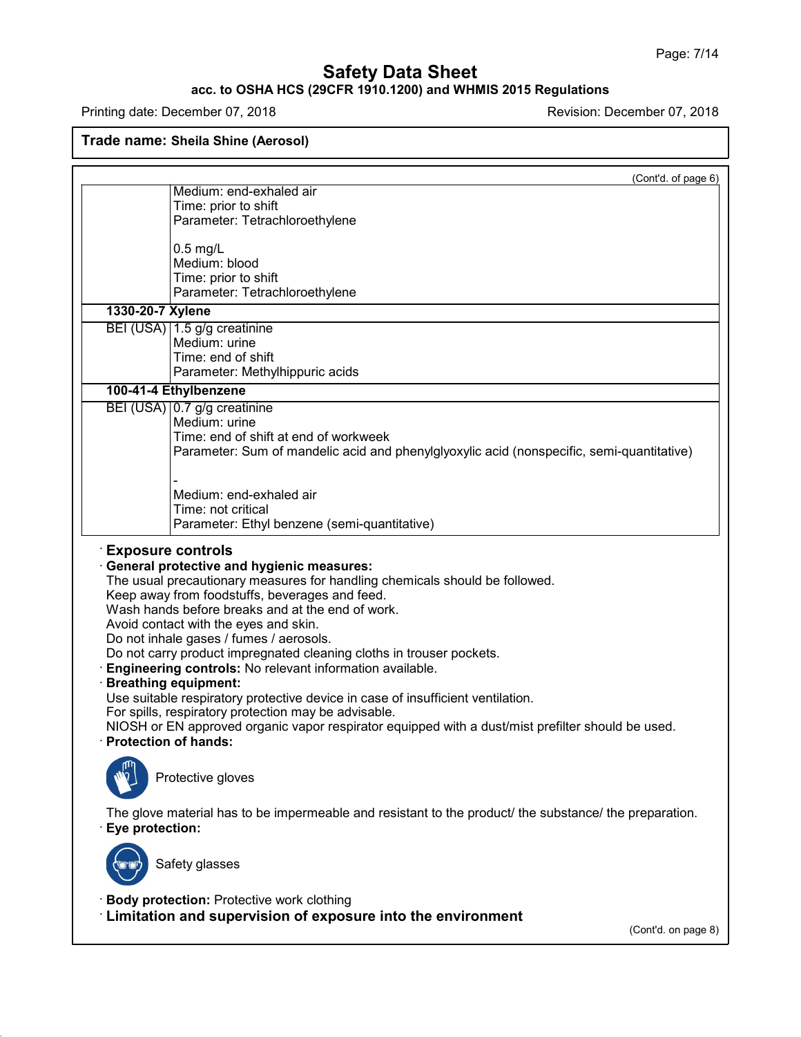Trade name: **Sheila Shine (Aerosol)**

(Cont'd. of page 6)

| | |
|---|---|
| | Medium: end-exhaled air<br>Time: prior to shift<br>Parameter: Tetrachloroethylene<br><br>0.5 mg/L<br>Medium: blood<br>Time: prior to shift<br>Parameter: Tetrachloroethylene |
| **1330-20-7 Xylene** | |
| BEI (USA) | 1.5 g/g creatinine<br>Medium: urine<br>Time: end of shift<br>Parameter: Methylhippuric acids |
| **100-41-4 Ethylbenzene** | |
| BEI (USA) | 0.7 g/g creatinine<br>Medium: urine<br>Time: end of shift at end of workweek<br>Parameter: Sum of mandelic acid and phenylglyoxylic acid (nonspecific, semi-quantitative)<br><br>-<br>Medium: end-exhaled air<br>Time: not critical<br>Parameter: Ethyl benzene (semi-quantitative) |

· **Exposure controls**

· **General protective and hygienic measures:**
The usual precautionary measures for handling chemicals should be followed.
Keep away from foodstuffs, beverages and feed.
Wash hands before breaks and at the end of work.
Avoid contact with the eyes and skin.
Do not inhale gases / fumes / aerosols.
Do not carry product impregnated cleaning cloths in trouser pockets.

· **Engineering controls:** No relevant information available.

· **Breathing equipment:**
Use suitable respiratory protective device in case of insufficient ventilation.
For spills, respiratory protection may be advisable.
NIOSH or EN approved organic vapor respirator equipped with a dust/mist prefilter should be used.

· **Protection of hands:**

Protective gloves

The glove material has to be impermeable and resistant to the product/ the substance/ the preparation.

· **Eye protection:**

Safety glasses

· **Body protection:** Protective work clothing

· **Limitation and supervision of exposure into the environment**

(Cont'd. on page 8)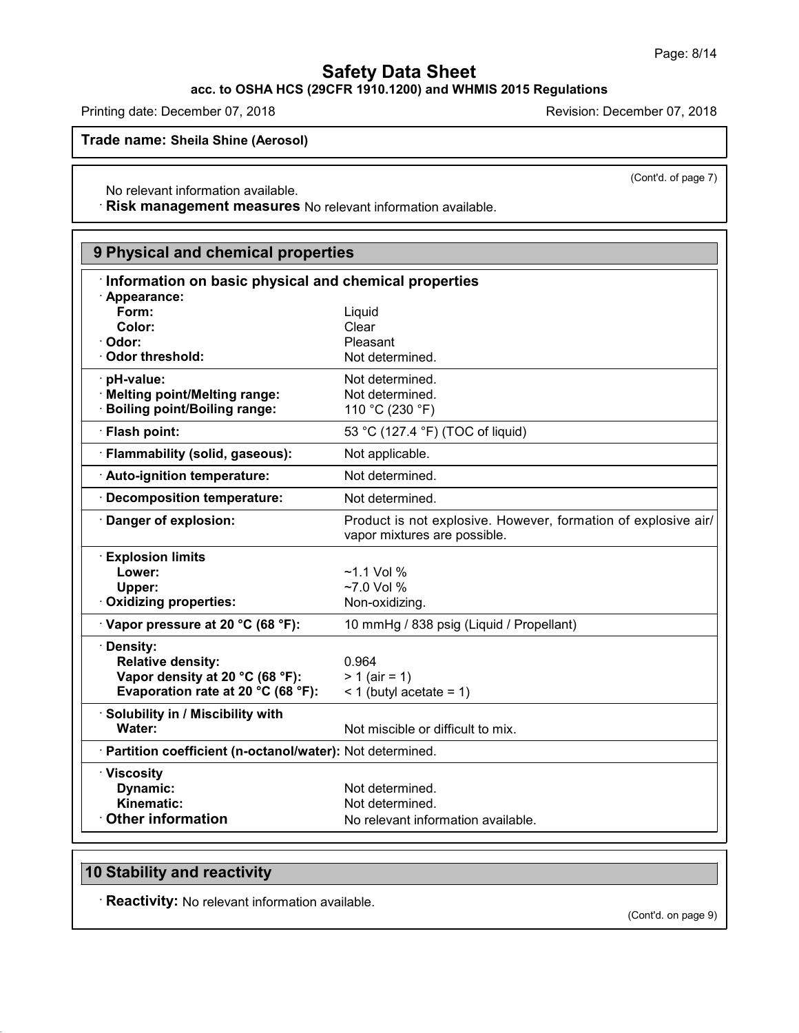**Trade name: Sheila Shine (Aerosol)**

(Cont'd. of page 7)

No relevant information available.

· **Risk management measures** No relevant information available.

## 9 Physical and chemical properties

· **Information on basic physical and chemical properties**

| | |
|---|---|
| · **Appearance:** | |
| **Form:** | Liquid |
| **Color:** | Clear |
| · **Odor:** | Pleasant |
| · **Odor threshold:** | Not determined. |
| · **pH-value:** | Not determined. |
| · **Melting point/Melting range:** | Not determined. |
| · **Boiling point/Boiling range:** | 110 °C (230 °F) |
| · **Flash point:** | 53 °C (127.4 °F) (TOC of liquid) |
| · **Flammability (solid, gaseous):** | Not applicable. |
| · **Auto-ignition temperature:** | Not determined. |
| · **Decomposition temperature:** | Not determined. |
| · **Danger of explosion:** | Product is not explosive. However, formation of explosive air/vapor mixtures are possible. |
| · **Explosion limits** | |
| **Lower:** | ~1.1 Vol % |
| **Upper:** | ~7.0 Vol % |
| · **Oxidizing properties:** | Non-oxidizing. |
| · **Vapor pressure at 20 °C (68 °F):** | 10 mmHg / 838 psig (Liquid / Propellant) |
| · **Density:** | |
| **Relative density:** | 0.964 |
| **Vapor density at 20 °C (68 °F):** | > 1 (air = 1) |
| **Evaporation rate at 20 °C (68 °F):** | < 1 (butyl acetate = 1) |
| · **Solubility in / Miscibility with** | |
| **Water:** | Not miscible or difficult to mix. |
| · **Partition coefficient (n-octanol/water):** | Not determined. |
| · **Viscosity** | |
| **Dynamic:** | Not determined. |
| **Kinematic:** | Not determined. |
| · **Other information** | No relevant information available. |

## 10 Stability and reactivity

· **Reactivity:** No relevant information available.

(Cont'd. on page 9)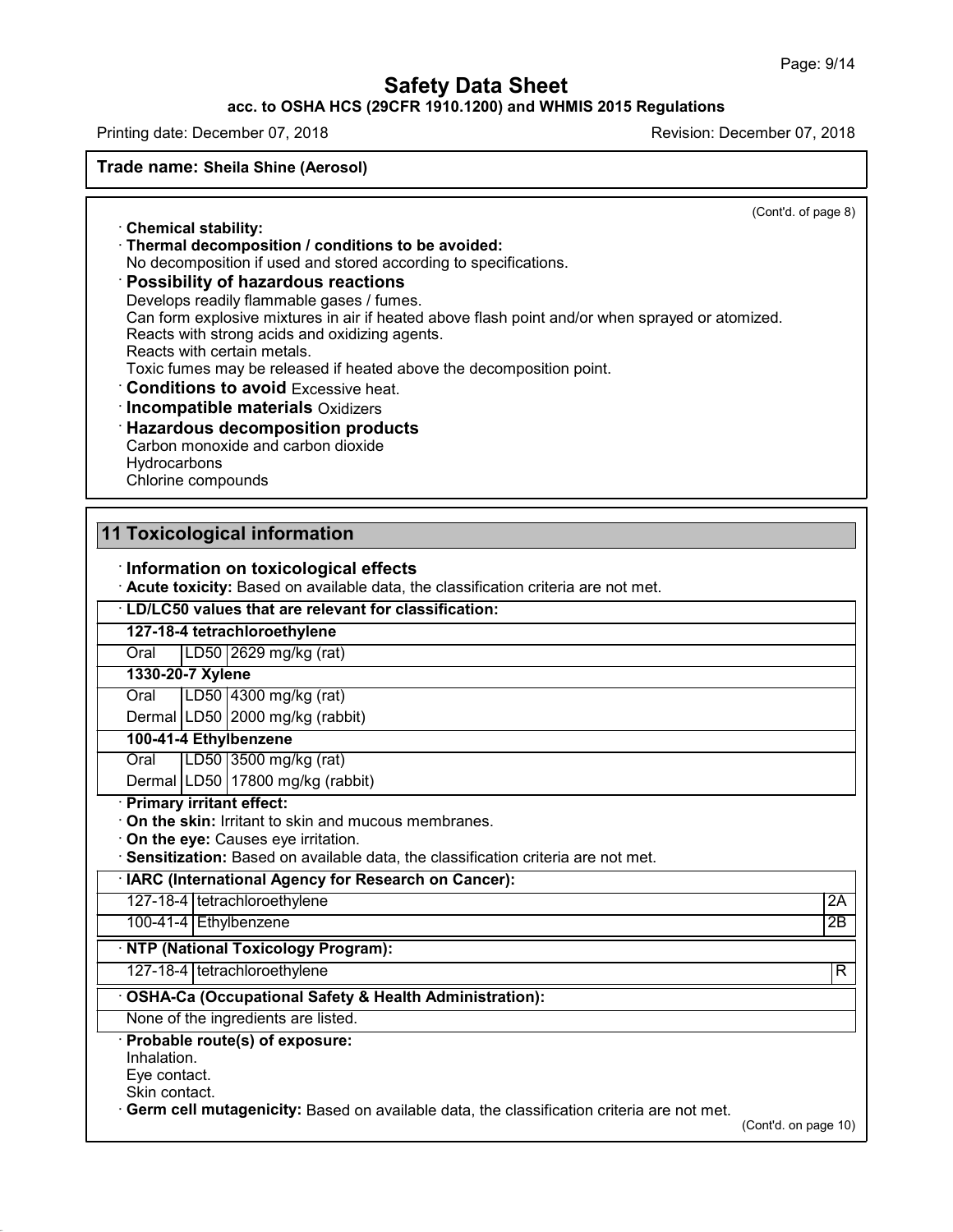**Trade name: Sheila Shine (Aerosol)**

(Cont'd. of page 8)

· **Chemical stability:**
· **Thermal decomposition / conditions to be avoided:**
No decomposition if used and stored according to specifications.
· **Possibility of hazardous reactions**
Develops readily flammable gases / fumes.
Can form explosive mixtures in air if heated above flash point and/or when sprayed or atomized.
Reacts with strong acids and oxidizing agents.
Reacts with certain metals.
Toxic fumes may be released if heated above the decomposition point.
· **Conditions to avoid** Excessive heat.
· **Incompatible materials** Oxidizers
· **Hazardous decomposition products**
Carbon monoxide and carbon dioxide
Hydrocarbons
Chlorine compounds

## 11 Toxicological information

· **Information on toxicological effects**
· **Acute toxicity:** Based on available data, the classification criteria are not met.

| · **LD/LC50 values that are relevant for classification:** | | |
|---|---|---|
| **127-18-4 tetrachloroethylene** | | |
| Oral | LD50 | 2629 mg/kg (rat) |
| **1330-20-7 Xylene** | | |
| Oral | LD50 | 4300 mg/kg (rat) |
| Dermal | LD50 | 2000 mg/kg (rabbit) |
| **100-41-4 Ethylbenzene** | | |
| Oral | LD50 | 3500 mg/kg (rat) |
| Dermal | LD50 | 17800 mg/kg (rabbit) |

· **Primary irritant effect:**
· **On the skin:** Irritant to skin and mucous membranes.
· **On the eye:** Causes eye irritation.
· **Sensitization:** Based on available data, the classification criteria are not met.

| · **IARC (International Agency for Research on Cancer):** | | |
|---|---|---|
| 127-18-4 | tetrachloroethylene | 2A |
| 100-41-4 | Ethylbenzene | 2B |

| · **NTP (National Toxicology Program):** | | |
|---|---|---|
| 127-18-4 | tetrachloroethylene | R |

| · **OSHA-Ca (Occupational Safety & Health Administration):** |
|---|
| None of the ingredients are listed. |

· **Probable route(s) of exposure:**
Inhalation.
Eye contact.
Skin contact.
· **Germ cell mutagenicity:** Based on available data, the classification criteria are not met.

(Cont'd. on page 10)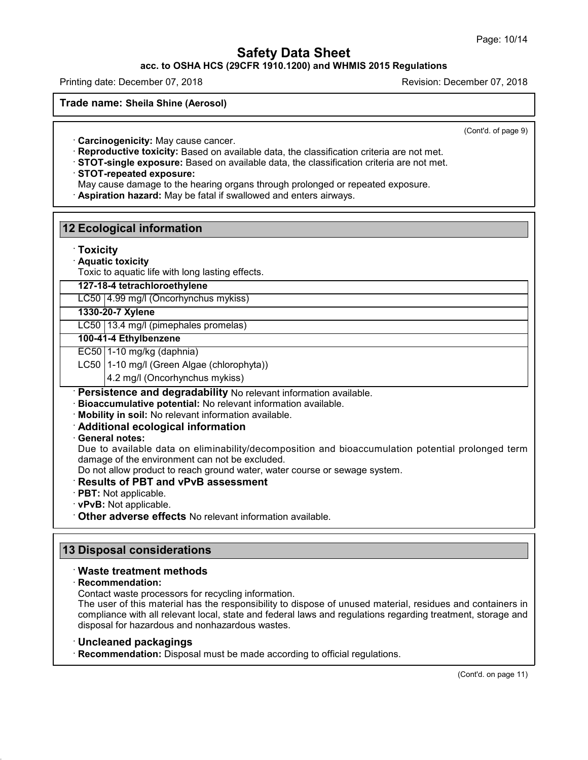Trade name: Sheila Shine (Aerosol)

(Cont'd. of page 9)

· **Carcinogenicity:** May cause cancer.
· **Reproductive toxicity:** Based on available data, the classification criteria are not met.
· **STOT-single exposure:** Based on available data, the classification criteria are not met.
· **STOT-repeated exposure:**
May cause damage to the hearing organs through prolonged or repeated exposure.
· **Aspiration hazard:** May be fatal if swallowed and enters airways.

## 12 Ecological information

· **Toxicity**
· **Aquatic toxicity**
Toxic to aquatic life with long lasting effects.

| | |
|---|---|
| **127-18-4 tetrachloroethylene** | |
| LC50 | 4.99 mg/l (Oncorhynchus mykiss) |
| **1330-20-7 Xylene** | |
| LC50 | 13.4 mg/l (pimephales promelas) |
| **100-41-4 Ethylbenzene** | |
| EC50 | 1-10 mg/kg (daphnia) |
| LC50 | 1-10 mg/l (Green Algae (chlorophyta)) |
| | 4.2 mg/l (Oncorhynchus mykiss) |

· **Persistence and degradability** No relevant information available.
· **Bioaccumulative potential:** No relevant information available.
· **Mobility in soil:** No relevant information available.
· **Additional ecological information**
· **General notes:**
Due to available data on eliminability/decomposition and bioaccumulation potential prolonged term damage of the environment can not be excluded.
Do not allow product to reach ground water, water course or sewage system.
· **Results of PBT and vPvB assessment**
· **PBT:** Not applicable.
· **vPvB:** Not applicable.
· **Other adverse effects** No relevant information available.

## 13 Disposal considerations

· **Waste treatment methods**
· **Recommendation:**
Contact waste processors for recycling information.
The user of this material has the responsibility to dispose of unused material, residues and containers in compliance with all relevant local, state and federal laws and regulations regarding treatment, storage and disposal for hazardous and nonhazardous wastes.

· **Uncleaned packagings**
· **Recommendation:** Disposal must be made according to official regulations.

(Cont'd. on page 11)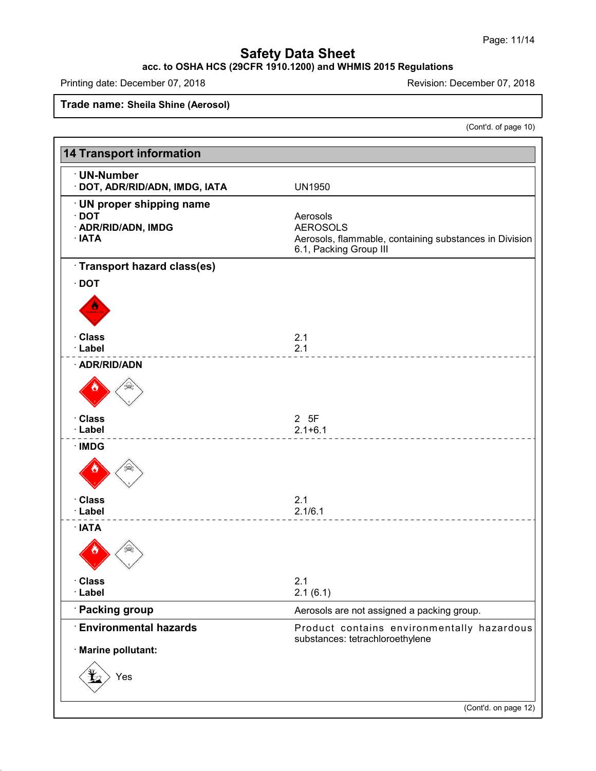# Safety Data Sheet

**acc. to OSHA HCS (29CFR 1910.1200) and WHMIS 2015 Regulations**

Printing date: December 07, 2018 Revision: December 07, 2018

**Trade name: Sheila Shine (Aerosol)**

(Cont'd. of page 10)

## 14 Transport information

**· UN-Number**

| | |
|---|---|
| **· DOT, ADR/RID/ADN, IMDG, IATA** | UN1950 |

**· UN proper shipping name**

| | |
|---|---|
| **· DOT** | Aerosols |
| **· ADR/RID/ADN, IMDG** | AEROSOLS |
| **· IATA** | Aerosols, flammable, containing substances in Division 6.1, Packing Group III |

**· Transport hazard class(es)**

**· DOT**

| | |
|---|---|
| **· Class** | 2.1 |
| **· Label** | 2.1 |

**· ADR/RID/ADN**

| | |
|---|---|
| **· Class** | 2 5F |
| **· Label** | 2.1+6.1 |

**· IMDG**

| | |
|---|---|
| **· Class** | 2.1 |
| **· Label** | 2.1/6.1 |

**· IATA**

| | |
|---|---|
| **· Class** | 2.1 |
| **· Label** | 2.1 (6.1) |

| | |
|---|---|
| **· Packing group** | Aerosols are not assigned a packing group. |
| **· Environmental hazards** | Product contains environmentally hazardous substances: tetrachloroethylene |

**· Marine pollutant:**

Yes

(Cont'd. on page 12)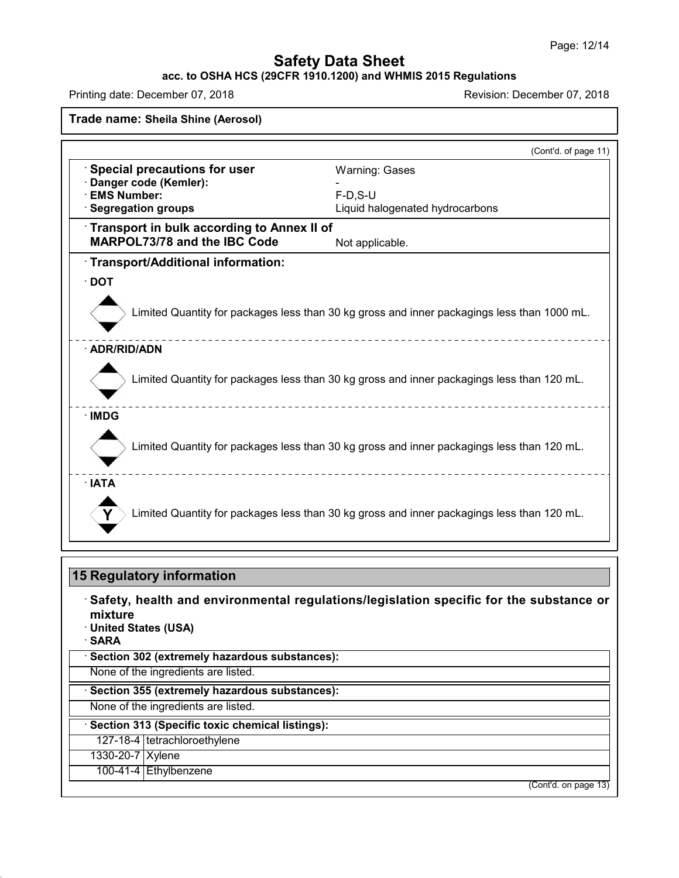**Trade name: Sheila Shine (Aerosol)**

(Cont'd. of page 11)

| | |
|---|---|
| · **Special precautions for user** | Warning: Gases |
| · **Danger code (Kemler):** | - |
| · **EMS Number:** | F-D,S-U |
| · **Segregation groups** | Liquid halogenated hydrocarbons |
| · **Transport in bulk according to Annex II of MARPOL73/78 and the IBC Code** | Not applicable. |

· **Transport/Additional information:**

· **DOT**

Limited Quantity for packages less than 30 kg gross and inner packagings less than 1000 mL.

· **ADR/RID/ADN**

Limited Quantity for packages less than 30 kg gross and inner packagings less than 120 mL.

· **IMDG**

Limited Quantity for packages less than 30 kg gross and inner packagings less than 120 mL.

· **IATA**

Y

Limited Quantity for packages less than 30 kg gross and inner packagings less than 120 mL.

## 15 Regulatory information

· **Safety, health and environmental regulations/legislation specific for the substance or mixture**

· **United States (USA)**

· **SARA**

· **Section 302 (extremely hazardous substances):**

None of the ingredients are listed.

· **Section 355 (extremely hazardous substances):**

None of the ingredients are listed.

· **Section 313 (Specific toxic chemical listings):**

| | |
|---|---|
| 127-18-4 | tetrachloroethylene |
| 1330-20-7 | Xylene |
| 100-41-4 | Ethylbenzene |

(Cont'd. on page 13)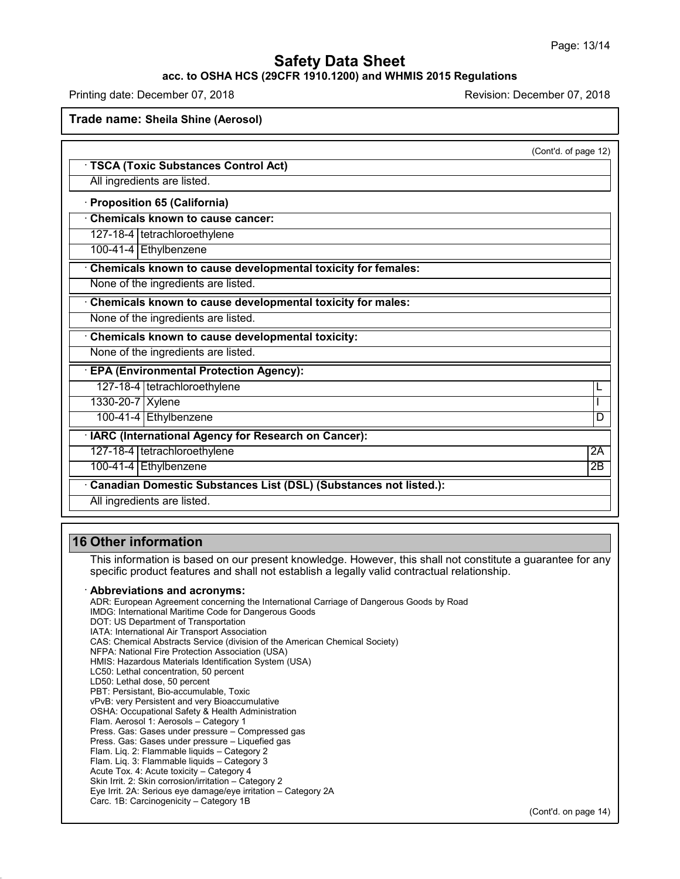**Trade name: Sheila Shine (Aerosol)**

(Cont'd. of page 12)

· **TSCA (Toxic Substances Control Act)**

All ingredients are listed.

· **Proposition 65 (California)**

· **Chemicals known to cause cancer:**

| | |
|---|---|
| 127-18-4 | tetrachloroethylene |
| 100-41-4 | Ethylbenzene |

· **Chemicals known to cause developmental toxicity for females:**

None of the ingredients are listed.

· **Chemicals known to cause developmental toxicity for males:**

None of the ingredients are listed.

· **Chemicals known to cause developmental toxicity:**

None of the ingredients are listed.

· **EPA (Environmental Protection Agency):**

| | | |
|---|---|---|
| 127-18-4 | tetrachloroethylene | L |
| 1330-20-7 | Xylene | I |
| 100-41-4 | Ethylbenzene | D |

· **IARC (International Agency for Research on Cancer):**

| | | |
|---|---|---|
| 127-18-4 | tetrachloroethylene | 2A |
| 100-41-4 | Ethylbenzene | 2B |

· **Canadian Domestic Substances List (DSL) (Substances not listed.):**

All ingredients are listed.

## 16 Other information

This information is based on our present knowledge. However, this shall not constitute a guarantee for any specific product features and shall not establish a legally valid contractual relationship.

· **Abbreviations and acronyms:**

ADR: European Agreement concerning the International Carriage of Dangerous Goods by Road
IMDG: International Maritime Code for Dangerous Goods
DOT: US Department of Transportation
IATA: International Air Transport Association
CAS: Chemical Abstracts Service (division of the American Chemical Society)
NFPA: National Fire Protection Association (USA)
HMIS: Hazardous Materials Identification System (USA)
LC50: Lethal concentration, 50 percent
LD50: Lethal dose, 50 percent
PBT: Persistant, Bio-accumulable, Toxic
vPvB: very Persistent and very Bioaccumulative
OSHA: Occupational Safety & Health Administration
Flam. Aerosol 1: Aerosols – Category 1
Press. Gas: Gases under pressure – Compressed gas
Press. Gas: Gases under pressure – Liquefied gas
Flam. Liq. 2: Flammable liquids – Category 2
Flam. Liq. 3: Flammable liquids – Category 3
Acute Tox. 4: Acute toxicity – Category 4
Skin Irrit. 2: Skin corrosion/irritation – Category 2
Eye Irrit. 2A: Serious eye damage/eye irritation – Category 2A
Carc. 1B: Carcinogenicity – Category 1B

(Cont'd. on page 14)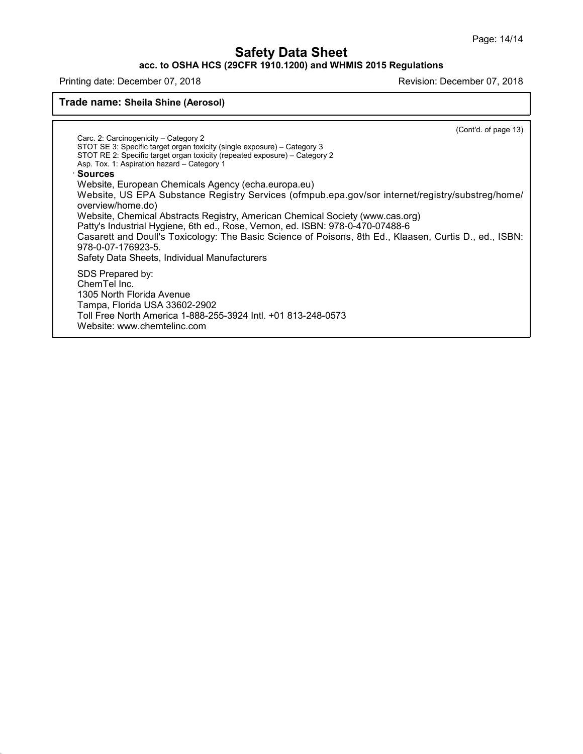Page: 14/14

# Safety Data Sheet

**acc. to OSHA HCS (29CFR 1910.1200) and WHMIS 2015 Regulations**

Printing date: December 07, 2018 Revision: December 07, 2018

**Trade name: Sheila Shine (Aerosol)**

(Cont'd. of page 13)

Carc. 2: Carcinogenicity – Category 2
STOT SE 3: Specific target organ toxicity (single exposure) – Category 3
STOT RE 2: Specific target organ toxicity (repeated exposure) – Category 2
Asp. Tox. 1: Aspiration hazard – Category 1

· **Sources**

Website, European Chemicals Agency (echa.europa.eu)
Website, US EPA Substance Registry Services (ofmpub.epa.gov/sor internet/registry/substreg/home/overview/home.do)
Website, Chemical Abstracts Registry, American Chemical Society (www.cas.org)
Patty's Industrial Hygiene, 6th ed., Rose, Vernon, ed. ISBN: 978-0-470-07488-6
Casarett and Doull's Toxicology: The Basic Science of Poisons, 8th Ed., Klaasen, Curtis D., ed., ISBN: 978-0-07-176923-5.
Safety Data Sheets, Individual Manufacturers

SDS Prepared by:
ChemTel Inc.
1305 North Florida Avenue
Tampa, Florida USA 33602-2902
Toll Free North America 1-888-255-3924 Intl. +01 813-248-0573
Website: www.chemtelinc.com